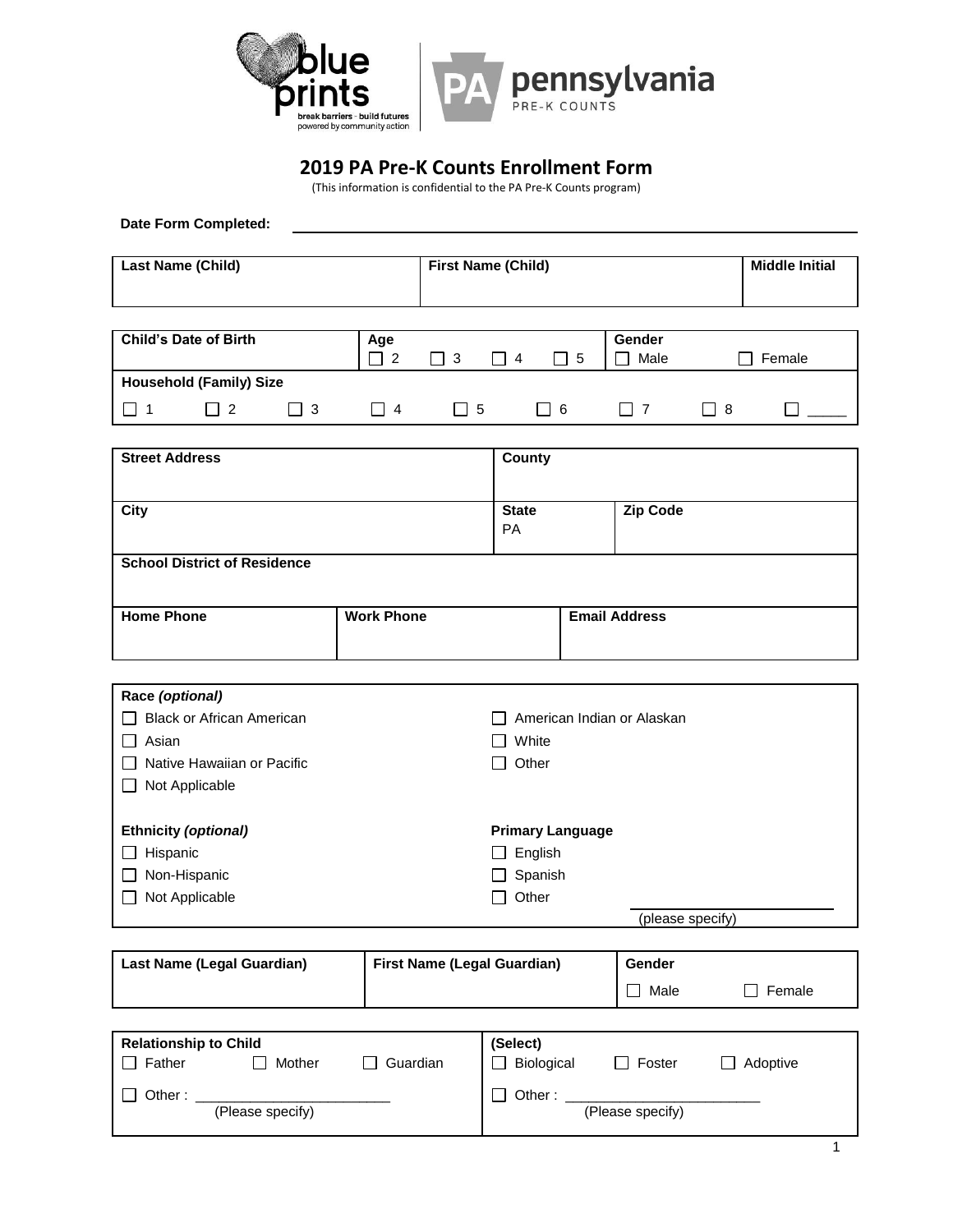# 2019 PA Pre-K Counts Enrollment Form

(This information is confidential to the PA Pre-K Counts program)

**Date Form Completed:** ______________________________

| **Last Name (Child)** | **First Name (Child)** | **Middle Initial** |
|---|---|---|
| | | |

| **Child's Date of Birth** | **Age** ☐ 2 ☐ 3 ☐ 4 ☐ 5 | **Gender** ☐ Male ☐ Female |
|---|---|---|

**Household (Family) Size**

☐ 1 ☐ 2 ☐ 3 ☐ 4 ☐ 5 ☐ 6 ☐ 7 ☐ 8 ☐ _____

| **Street Address** | **County** | |
|---|---|---|
| **City** | **State** PA | **Zip Code** |
| **School District of Residence** | | |

| **Home Phone** | **Work Phone** | **Email Address** |
|---|---|---|
| | | |

**Race** ***(optional)***

- ☐ Black or African American
- ☐ American Indian or Alaskan
- ☐ Asian
- ☐ White
- ☐ Native Hawaiian or Pacific
- ☐ Other
- ☐ Not Applicable

**Ethnicity** ***(optional)***

- ☐ Hispanic
- ☐ Non-Hispanic
- ☐ Not Applicable

**Primary Language**

- ☐ English
- ☐ Spanish
- ☐ Other ______________ (please specify)

| **Last Name (Legal Guardian)** | **First Name (Legal Guardian)** | **Gender** ☐ Male ☐ Female |
|---|---|---|
| | | |

| **Relationship to Child** | **(Select)** |
|---|---|
| ☐ Father ☐ Mother ☐ Guardian | ☐ Biological ☐ Foster ☐ Adoptive |
| ☐ Other : ____________________ (Please specify) | ☐ Other : ____________________ (Please specify) |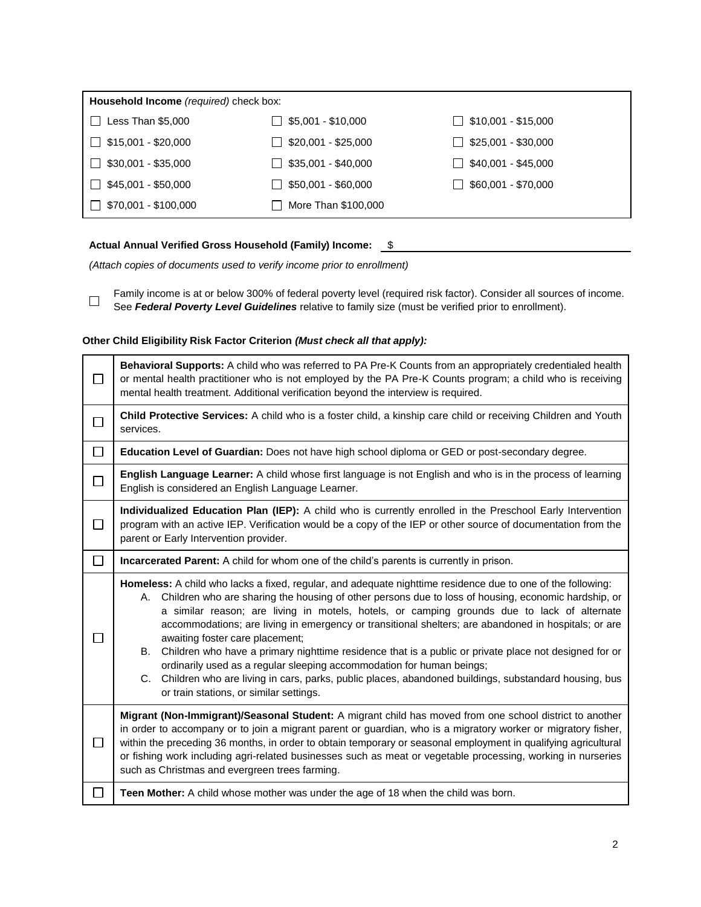| **Household Income** *(required)* check box: | | |
|---|---|---|
| ☐ Less Than $5,000 | ☐ $5,001 - $10,000 | ☐ $10,001 - $15,000 |
| ☐ $15,001 - $20,000 | ☐ $20,001 - $25,000 | ☐ $25,001 - $30,000 |
| ☐ $30,001 - $35,000 | ☐ $35,001 - $40,000 | ☐ $40,001 - $45,000 |
| ☐ $45,001 - $50,000 | ☐ $50,001 - $60,000 | ☐ $60,001 - $70,000 |
| ☐ $70,001 - $100,000 | ☐ More Than $100,000 | |

**Actual Annual Verified Gross Household (Family) Income:** $ ______________________________

*(Attach copies of documents used to verify income prior to enrollment)*

☐ Family income is at or below 300% of federal poverty level (required risk factor). Consider all sources of income. See ***Federal Poverty Level Guidelines*** relative to family size (must be verified prior to enrollment).

**Other Child Eligibility Risk Factor Criterion *(Must check all that apply):***

| | |
|---|---|
| ☐ | **Behavioral Supports:** A child who was referred to PA Pre-K Counts from an appropriately credentialed health or mental health practitioner who is not employed by the PA Pre-K Counts program; a child who is receiving mental health treatment. Additional verification beyond the interview is required. |
| ☐ | **Child Protective Services:** A child who is a foster child, a kinship care child or receiving Children and Youth services. |
| ☐ | **Education Level of Guardian:** Does not have high school diploma or GED or post-secondary degree. |
| ☐ | **English Language Learner:** A child whose first language is not English and who is in the process of learning English is considered an English Language Learner. |
| ☐ | **Individualized Education Plan (IEP):** A child who is currently enrolled in the Preschool Early Intervention program with an active IEP. Verification would be a copy of the IEP or other source of documentation from the parent or Early Intervention provider. |
| ☐ | **Incarcerated Parent:** A child for whom one of the child's parents is currently in prison. |
| ☐ | **Homeless:** A child who lacks a fixed, regular, and adequate nighttime residence due to one of the following: A. Children who are sharing the housing of other persons due to loss of housing, economic hardship, or a similar reason; are living in motels, hotels, or camping grounds due to lack of alternate accommodations; are living in emergency or transitional shelters; are abandoned in hospitals; or are awaiting foster care placement; B. Children who have a primary nighttime residence that is a public or private place not designed for or ordinarily used as a regular sleeping accommodation for human beings; C. Children who are living in cars, parks, public places, abandoned buildings, substandard housing, bus or train stations, or similar settings. |
| ☐ | **Migrant (Non-Immigrant)/Seasonal Student:** A migrant child has moved from one school district to another in order to accompany or to join a migrant parent or guardian, who is a migratory worker or migratory fisher, within the preceding 36 months, in order to obtain temporary or seasonal employment in qualifying agricultural or fishing work including agri-related businesses such as meat or vegetable processing, working in nurseries such as Christmas and evergreen trees farming. |
| ☐ | **Teen Mother:** A child whose mother was under the age of 18 when the child was born. |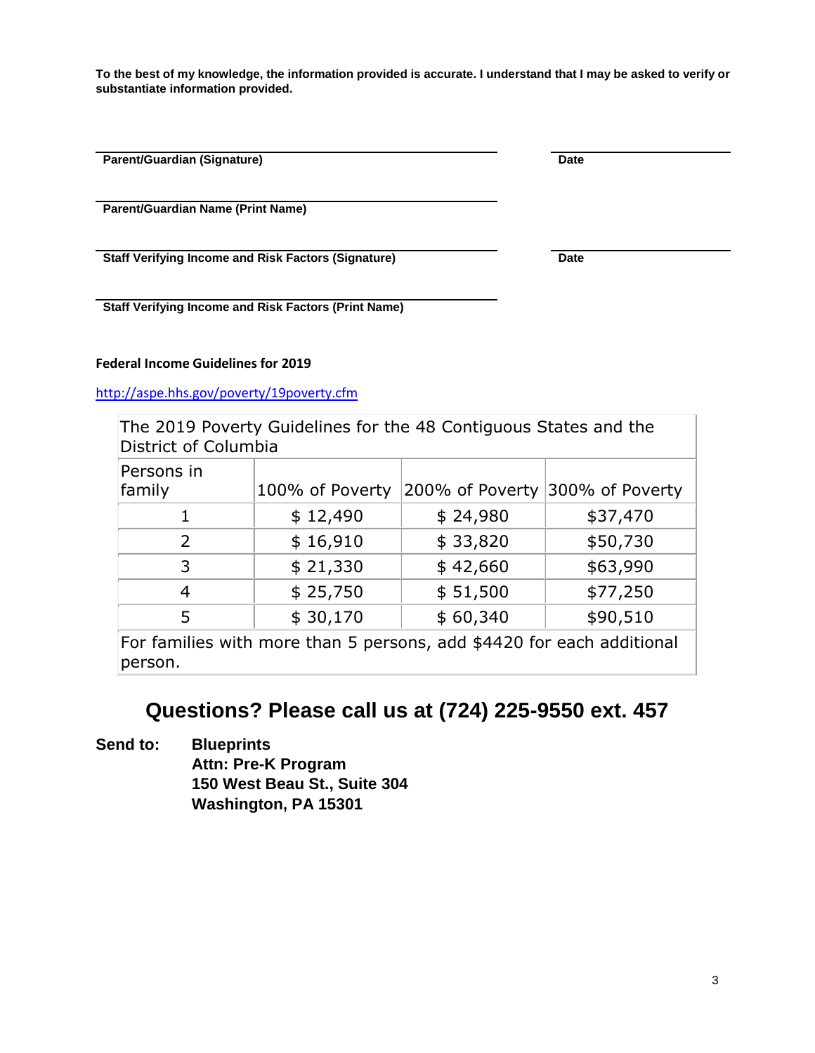**To the best of my knowledge, the information provided is accurate. I understand that I may be asked to verify or substantiate information provided.**

**Parent/Guardian (Signature)** **Date**

**Parent/Guardian Name (Print Name)**

**Staff Verifying Income and Risk Factors (Signature)** **Date**

**Staff Verifying Income and Risk Factors (Print Name)**

**Federal Income Guidelines for 2019**

http://aspe.hhs.gov/poverty/19poverty.cfm

| The 2019 Poverty Guidelines for the 48 Contiguous States and the District of Columbia | | | |
|---|---|---|---|
| Persons in family | 100% of Poverty | 200% of Poverty | 300% of Poverty |
| 1 | $ 12,490 | $ 24,980 | $37,470 |
| 2 | $ 16,910 | $ 33,820 | $50,730 |
| 3 | $ 21,330 | $ 42,660 | $63,990 |
| 4 | $ 25,750 | $ 51,500 | $77,250 |
| 5 | $ 30,170 | $ 60,340 | $90,510 |
| For families with more than 5 persons, add $4420 for each additional person. | | | |

## Questions? Please call us at (724) 225-9550 ext. 457

**Send to:** **Blueprints**
**Attn: Pre-K Program**
**150 West Beau St., Suite 304**
**Washington, PA 15301**